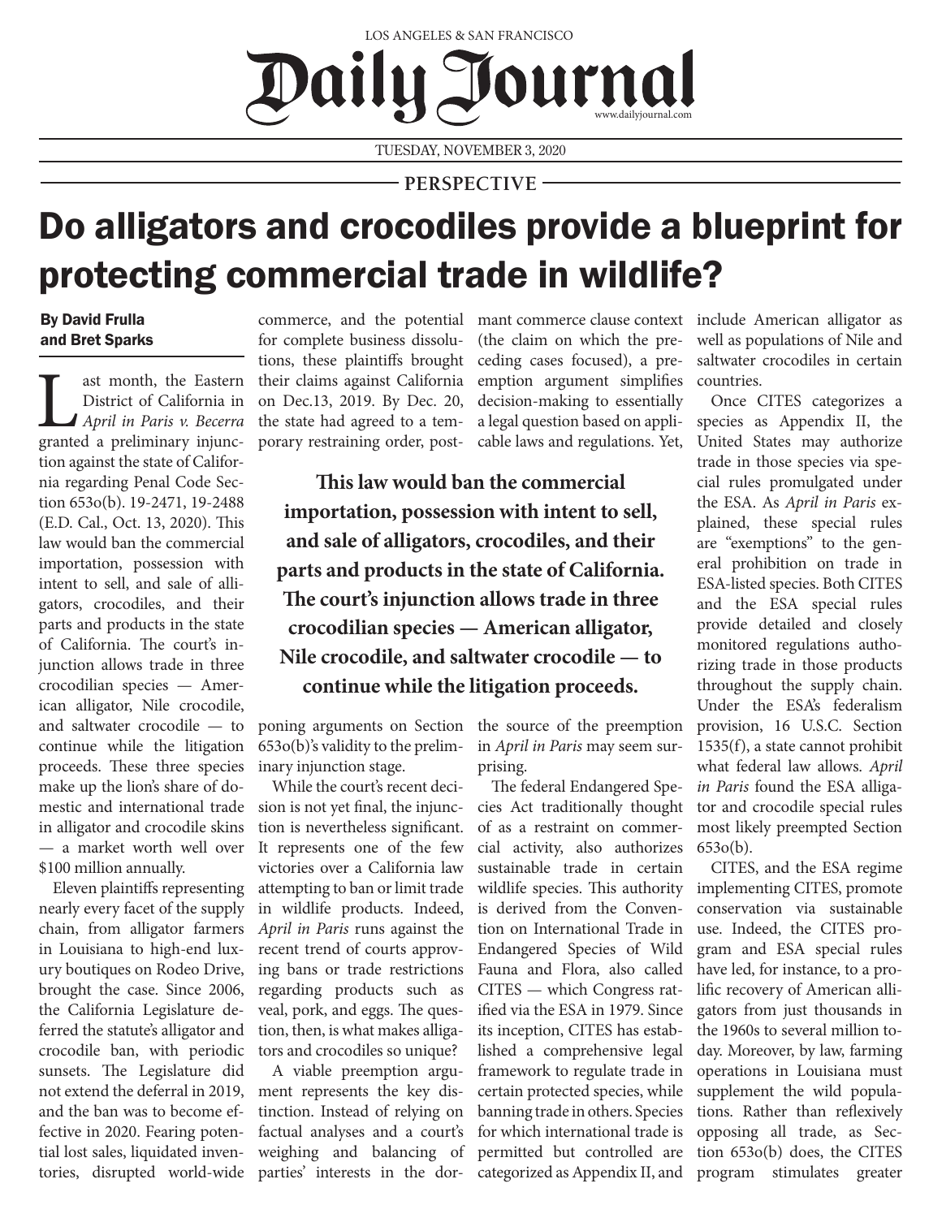LOS ANGELES & SAN FRANCISCO

# Daily Journal

TUESDAY, NOVEMBER 3, 2020

PERSPECTIVE

# Do alligators and crocodiles provide a blueprint for protecting commercial trade in wildlife?

**By David Frulla and Bret Sparks**

Last month, the Eastern District of California in *April in Paris v. Becerra* granted a preliminary injunction against the state of California regarding Penal Code Section 653o(b). 19-2471, 19-2488 (E.D. Cal., Oct. 13, 2020). This law would ban the commercial importation, possession with intent to sell, and sale of alligators, crocodiles, and their parts and products in the state of California. The court's injunction allows trade in three crocodilian species — American alligator, Nile crocodile, and saltwater crocodile — to continue while the litigation proceeds. These three species make up the lion's share of domestic and international trade in alligator and crocodile skins — a market worth well over $100 million annually.

Eleven plaintiffs representing nearly every facet of the supply chain, from alligator farmers in Louisiana to high-end luxury boutiques on Rodeo Drive, brought the case. Since 2006, the California Legislature deferred the statute's alligator and crocodile ban, with periodic sunsets. The Legislature did not extend the deferral in 2019, and the ban was to become effective in 2020. Fearing potential lost sales, liquidated inventories, disrupted world-wide commerce, and the potential for complete business dissolutions, these plaintiffs brought their claims against California on Dec.13, 2019. By Dec. 20, the state had agreed to a temporary restraining order, postponing arguments on Section 653o(b)'s validity to the preliminary injunction stage.

**This law would ban the commercial importation, possession with intent to sell, and sale of alligators, crocodiles, and their parts and products in the state of California. The court's injunction allows trade in three crocodilian species — American alligator, Nile crocodile, and saltwater crocodile — to continue while the litigation proceeds.**

While the court's recent decision is not yet final, the injunction is nevertheless significant. It represents one of the few victories over a California law attempting to ban or limit trade in wildlife products. Indeed, *April in Paris* runs against the recent trend of courts approving bans or trade restrictions regarding products such as veal, pork, and eggs. The question, then, is what makes alligators and crocodiles so unique?

A viable preemption argument represents the key distinction. Instead of relying on factual analyses and a court's weighing and balancing of parties' interests in the dormant commerce clause context (the claim on which the preceding cases focused), a preemption argument simplifies decision-making to essentially a legal question based on applicable laws and regulations. Yet, the source of the preemption in *April in Paris* may seem surprising.

The federal Endangered Species Act traditionally thought of as a restraint on commercial activity, also authorizes sustainable trade in certain wildlife species. This authority is derived from the Convention on International Trade in Endangered Species of Wild Fauna and Flora, also called CITES — which Congress ratified via the ESA in 1979. Since its inception, CITES has established a comprehensive legal framework to regulate trade in certain protected species, while banning trade in others. Species for which international trade is permitted but controlled are categorized as Appendix II, and include American alligator as well as populations of Nile and saltwater crocodiles in certain countries.

Once CITES categorizes a species as Appendix II, the United States may authorize trade in those species via special rules promulgated under the ESA. As *April in Paris* explained, these special rules are "exemptions" to the general prohibition on trade in ESA-listed species. Both CITES and the ESA special rules provide detailed and closely monitored regulations authorizing trade in those products throughout the supply chain. Under the ESA's federalism provision, 16 U.S.C. Section 1535(f), a state cannot prohibit what federal law allows. *April in Paris* found the ESA alligator and crocodile special rules most likely preempted Section 653o(b).

CITES, and the ESA regime implementing CITES, promote conservation via sustainable use. Indeed, the CITES program and ESA special rules have led, for instance, to a prolific recovery of American alligators from just thousands in the 1960s to several million today. Moreover, by law, farming operations in Louisiana must supplement the wild populations. Rather than reflexively opposing all trade, as Section 653o(b) does, the CITES program stimulates greater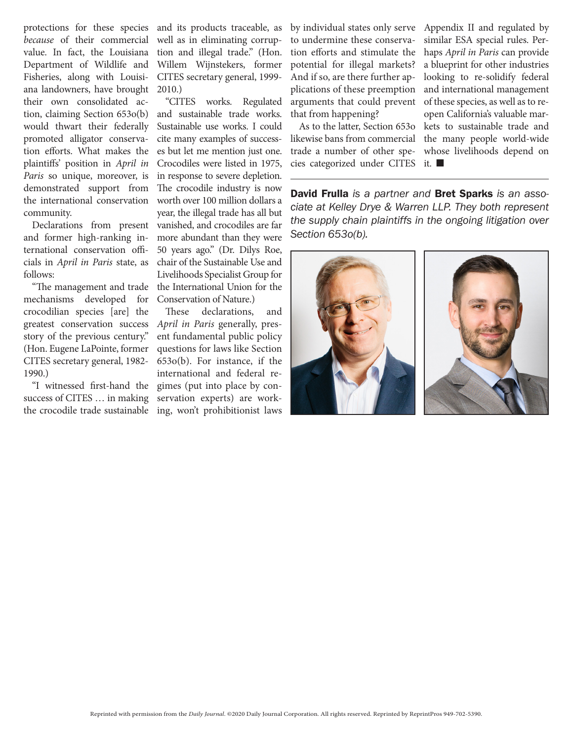protections for these species *because* of their commercial value. In fact, the Louisiana Department of Wildlife and Fisheries, along with Louisiana landowners, have brought their own consolidated action, claiming Section 653o(b) would thwart their federally promoted alligator conservation efforts. What makes the plaintiffs' position in *April in Paris* so unique, moreover, is demonstrated support from the international conservation community.

Declarations from present and former high-ranking international conservation officials in *April in Paris* state, as follows:

"The management and trade mechanisms developed for crocodilian species [are] the greatest conservation success story of the previous century." (Hon. Eugene LaPointe, former CITES secretary general, 1982-1990.)

"I witnessed first-hand the success of CITES … in making the crocodile trade sustainable and its products traceable, as well as in eliminating corruption and illegal trade." (Hon. Willem Wijnstekers, former CITES secretary general, 1999-2010.)

"CITES works. Regulated and sustainable trade works. Sustainable use works. I could cite many examples of successes but let me mention just one. Crocodiles were listed in 1975, in response to severe depletion. The crocodile industry is now worth over 100 million dollars a year, the illegal trade has all but vanished, and crocodiles are far more abundant than they were 50 years ago." (Dr. Dilys Roe, chair of the Sustainable Use and Livelihoods Specialist Group for the International Union for the Conservation of Nature.)

These declarations, and *April in Paris* generally, present fundamental public policy questions for laws like Section 653o(b). For instance, if the international and federal regimes (put into place by conservation experts) are working, won't prohibitionist laws by individual states only serve to undermine these conservation efforts and stimulate the potential for illegal markets? And if so, are there further applications of these preemption arguments that could prevent that from happening?

As to the latter, Section 653o likewise bans from commercial trade a number of other species categorized under CITES Appendix II and regulated by similar ESA special rules. Perhaps *April in Paris* can provide a blueprint for other industries looking to re-solidify federal and international management of these species, as well as to reopen California's valuable markets to sustainable trade and the many people world-wide whose livelihoods depend on it. ■

**David Frulla** *is a partner and* **Bret Sparks** *is an associate at Kelley Drye & Warren LLP. They both represent the supply chain plaintiffs in the ongoing litigation over Section 653o(b).*

Reprinted with permission from the *Daily Journal*. ©2020 Daily Journal Corporation. All rights reserved. Reprinted by ReprintPros 949-702-5390.